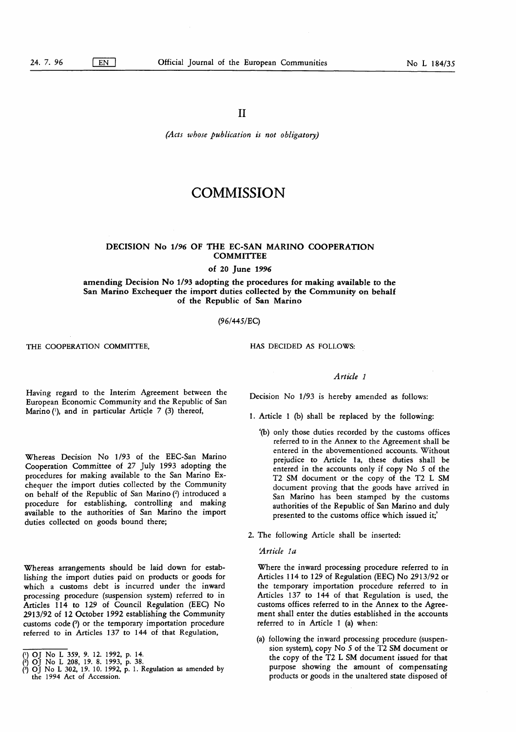II

*(Acts whose publication is not obligatory)*

# COMMISSION

## DECISION No 1/96 OF THE EC-SAN MARINO COOPERATION COMMITTEE

**of 20 June 1996**

**amending Decision No 1/93 adopting the procedures for making available to the San Marino Exchequer the import duties collected by the Community on behalf of the Republic of San Marino**

(96/445/EC)

THE COOPERATION COMMITTEE,

Having regard to the Interim Agreement between the European Economic Community and the Republic of San Marino [1], and in particular Article 7 (3) thereof,

Whereas Decision No 1/93 of the EEC-San Marino Cooperation Committee of 27 July 1993 adopting the procedures for making available to the San Marino Exchequer the import duties collected by the Community on behalf of the Republic of San Marino [2] introduced a procedure for establishing, controlling and making available to the authorities of San Marino the import duties collected on goods bound there;

Whereas arrangements should be laid down for establishing the import duties paid on products or goods for which a customs debt is incurred under the inward processing procedure (suspension system) referred to in Articles 114 to 129 of Council Regulation (EEC) No 2913/92 of 12 October 1992 establishing the Community customs code [3] or the temporary importation procedure referred to in Articles 137 to 144 of that Regulation,

HAS DECIDED AS FOLLOWS:

*Article 1*

Decision No 1/93 is hereby amended as follows:

1. Article 1 (b) shall be replaced by the following:

   '(b) only those duties recorded by the customs offices referred to in the Annex to the Agreement shall be entered in the abovementioned accounts. Without prejudice to Article 1a, these duties shall be entered in the accounts only if copy No 5 of the T2 SM document or the copy of the T2 L SM document proving that the goods have arrived in San Marino has been stamped by the customs authorities of the Republic of San Marino and duly presented to the customs office which issued it;'

2. The following Article shall be inserted:

   *'Article 1a*

   Where the inward processing procedure referred to in Articles 114 to 129 of Regulation (EEC) No 2913/92 or the temporary importation procedure referred to in Articles 137 to 144 of that Regulation is used, the customs offices referred to in the Annex to the Agreement shall enter the duties established in the accounts referred to in Article 1 (a) when:

   (a) following the inward processing procedure (suspension system), copy No 5 of the T2 SM document or the copy of the T2 L SM document issued for that purpose showing the amount of compensating products or goods in the unaltered state disposed of

---

[1] OJ No L 359, 9. 12. 1992, p. 14.
[2] OJ No L 208, 19. 8. 1993, p. 38.
[3] OJ No L 302, 19. 10. 1992, p. 1. Regulation as amended by the 1994 Act of Accession.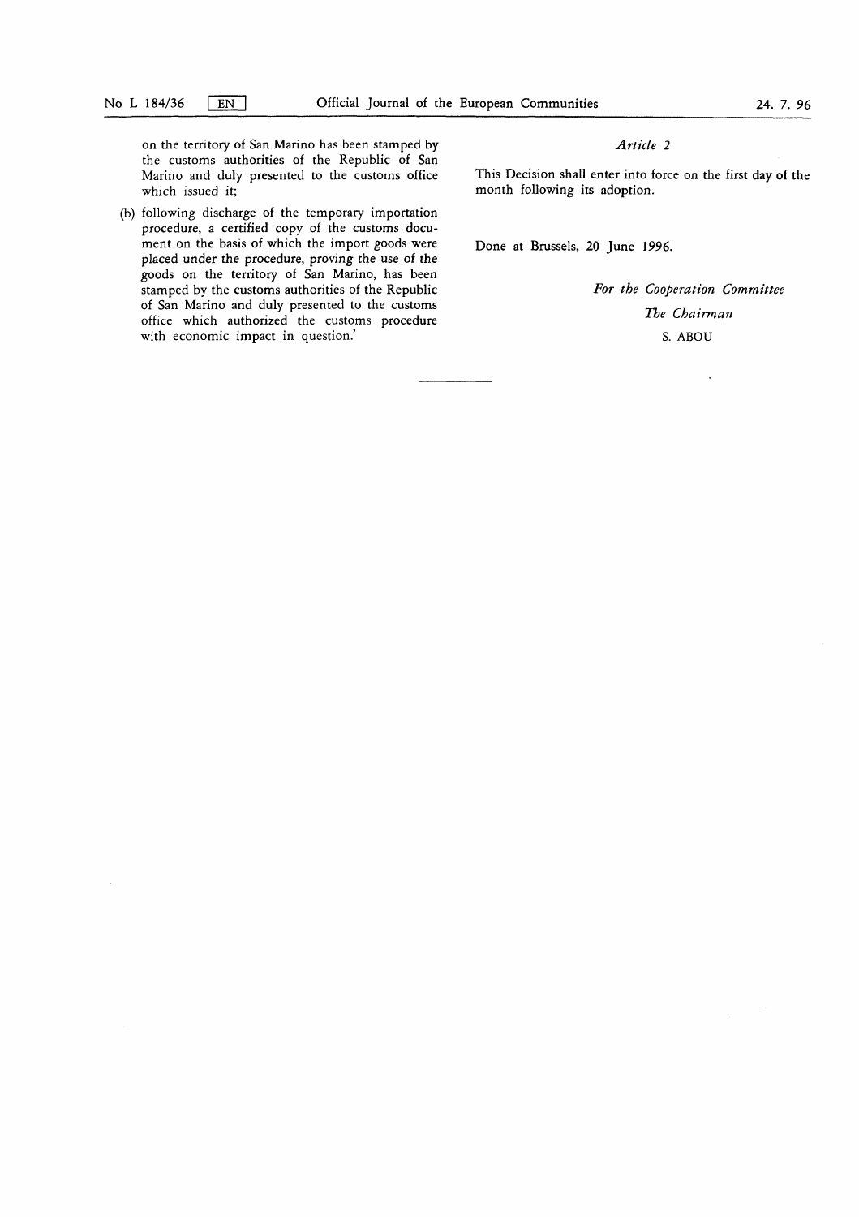on the territory of San Marino has been stamped by the customs authorities of the Republic of San Marino and duly presented to the customs office which issued it;

(b) following discharge of the temporary importation procedure, a certified copy of the customs document on the basis of which the import goods were placed under the procedure, proving the use of the goods on the territory of San Marino, has been stamped by the customs authorities of the Republic of San Marino and duly presented to the customs office which authorized the customs procedure with economic impact in question.'

*Article 2*

This Decision shall enter into force on the first day of the month following its adoption.

Done at Brussels, 20 June 1996.

*For the Cooperation Committee*

*The Chairman*

S. ABOU